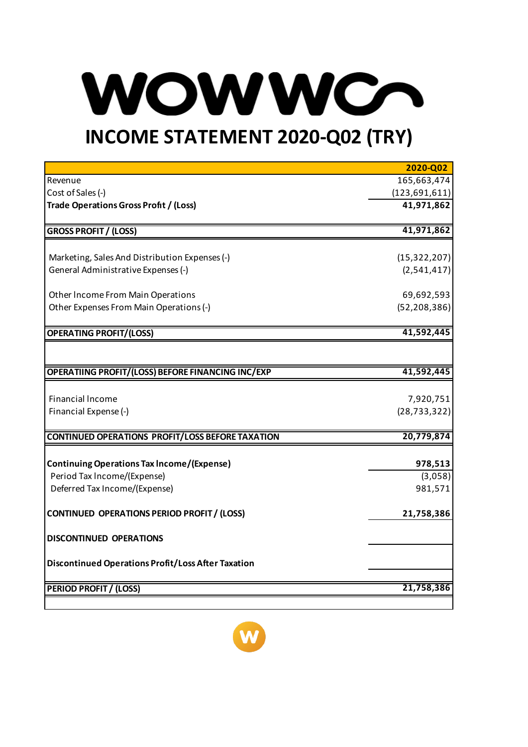# WOWWO

## INCOME STATEMENT 2020-Q02 (TRY)

| | 2020-Q02 |
|---|---|
| Revenue | 165,663,474 |
| Cost of Sales (-) | (123,691,611) |
| **Trade Operations Gross Profit / (Loss)** | **41,971,862** |
| | |
| **GROSS PROFIT / (LOSS)** | **41,971,862** |
| | |
| Marketing, Sales And Distribution Expenses (-) | (15,322,207) |
| General Administrative Expenses (-) | (2,541,417) |
| | |
| Other Income From Main Operations | 69,692,593 |
| Other Expenses From Main Operations (-) | (52,208,386) |
| | |
| **OPERATING PROFIT/(LOSS)** | **41,592,445** |
| | |
| **OPERATIING PROFIT/(LOSS) BEFORE FINANCING INC/EXP** | **41,592,445** |
| | |
| Financial Income | 7,920,751 |
| Financial Expense (-) | (28,733,322) |
| | |
| **CONTINUED OPERATIONS PROFIT/LOSS BEFORE TAXATION** | **20,779,874** |
| | |
| **Continuing Operations Tax Income/(Expense)** | **978,513** |
| Period Tax Income/(Expense) | (3,058) |
| Deferred Tax Income/(Expense) | 981,571 |
| | |
| **CONTINUED OPERATIONS PERIOD PROFIT / (LOSS)** | **21,758,386** |
| | |
| **DISCONTINUED OPERATIONS** | |
| | |
| **Discontinued Operations Profit/Loss After Taxation** | |
| | |
| **PERIOD PROFIT / (LOSS)** | **21,758,386** |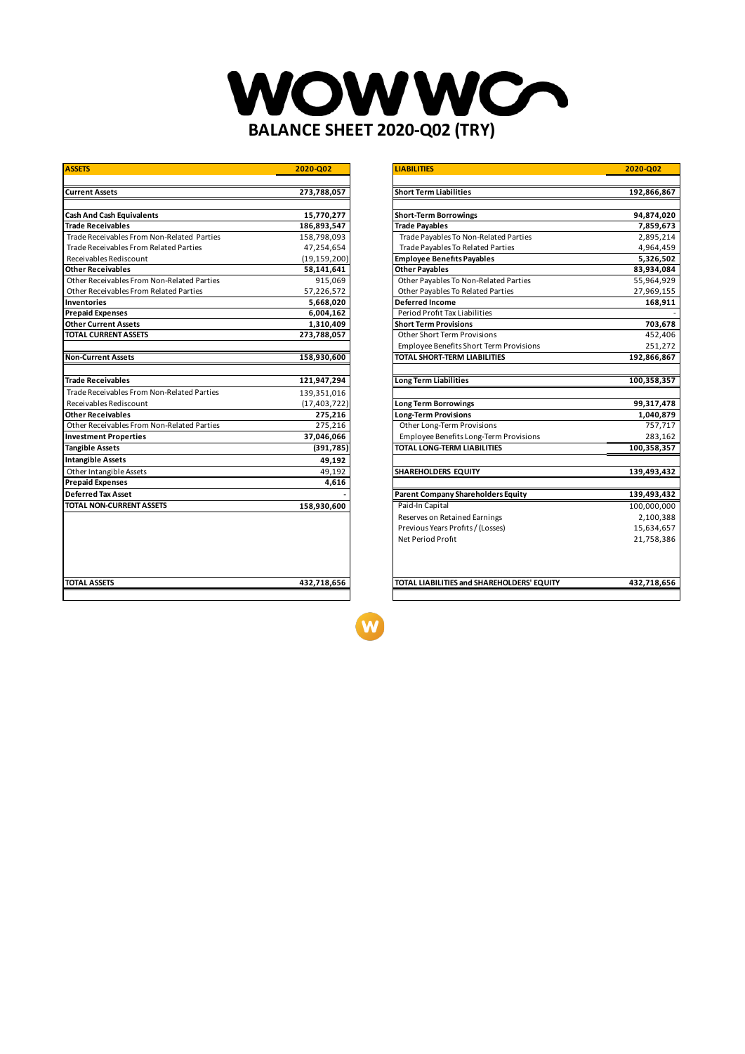# WOWWO

## BALANCE SHEET 2020-Q02 (TRY)

| ASSETS | 2020-Q02 |
|---|---|
| **Current Assets** | **273,788,057** |
| **Cash And Cash Equivalents** | **15,770,277** |
| **Trade Receivables** | **186,893,547** |
| Trade Receivables From Non-Related Parties | 158,798,093 |
| Trade Receivables From Related Parties | 47,254,654 |
| Receivables Rediscount | (19,159,200) |
| **Other Receivables** | **58,141,641** |
| Other Receivables From Non-Related Parties | 915,069 |
| Other Receivables From Related Parties | 57,226,572 |
| **Inventories** | **5,668,020** |
| **Prepaid Expenses** | **6,004,162** |
| **Other Current Assets** | **1,310,409** |
| **TOTAL CURRENT ASSETS** | **273,788,057** |
| **Non-Current Assets** | **158,930,600** |
| **Trade Receivables** | **121,947,294** |
| Trade Receivables From Non-Related Parties | 139,351,016 |
| Receivables Rediscount | (17,403,722) |
| **Other Receivables** | **275,216** |
| Other Receivables From Non-Related Parties | 275,216 |
| **Investment Properties** | **37,046,066** |
| **Tangible Assets** | **(391,785)** |
| **Intangible Assets** | **49,192** |
| Other Intangible Assets | 49,192 |
| **Prepaid Expenses** | **4,616** |
| **Deferred Tax Asset** | **-** |
| **TOTAL NON-CURRENT ASSETS** | **158,930,600** |
| **TOTAL ASSETS** | **432,718,656** |

| LIABILITIES | 2020-Q02 |
|---|---|
| **Short Term Liabilities** | **192,866,867** |
| **Short-Term Borrowings** | **94,874,020** |
| **Trade Payables** | **7,859,673** |
| Trade Payables To Non-Related Parties | 2,895,214 |
| Trade Payables To Related Parties | 4,964,459 |
| **Employee Benefits Payables** | **5,326,502** |
| **Other Payables** | **83,934,084** |
| Other Payables To Non-Related Parties | 55,964,929 |
| Other Payables To Related Parties | 27,969,155 |
| **Deferred Income** | **168,911** |
| Period Profit Tax Liabilities | - |
| **Short Term Provisions** | **703,678** |
| Other Short Term Provisions | 452,406 |
| Employee Benefits Short Term Provisions | 251,272 |
| **TOTAL SHORT-TERM LIABILITIES** | **192,866,867** |
| **Long Term Liabilities** | **100,358,357** |
| **Long Term Borrowings** | **99,317,478** |
| **Long-Term Provisions** | **1,040,879** |
| Other Long-Term Provisions | 757,717 |
| Employee Benefits Long-Term Provisions | 283,162 |
| **TOTAL LONG-TERM LIABILITIES** | **100,358,357** |
| **SHAREHOLDERS EQUITY** | **139,493,432** |
| **Parent Company Shareholders Equity** | **139,493,432** |
| Paid-In Capital | 100,000,000 |
| Reserves on Retained Earnings | 2,100,388 |
| Previous Years Profits / (Losses) | 15,634,657 |
| Net Period Profit | 21,758,386 |
| **TOTAL LIABILITIES and SHAREHOLDERS' EQUITY** | **432,718,656** |